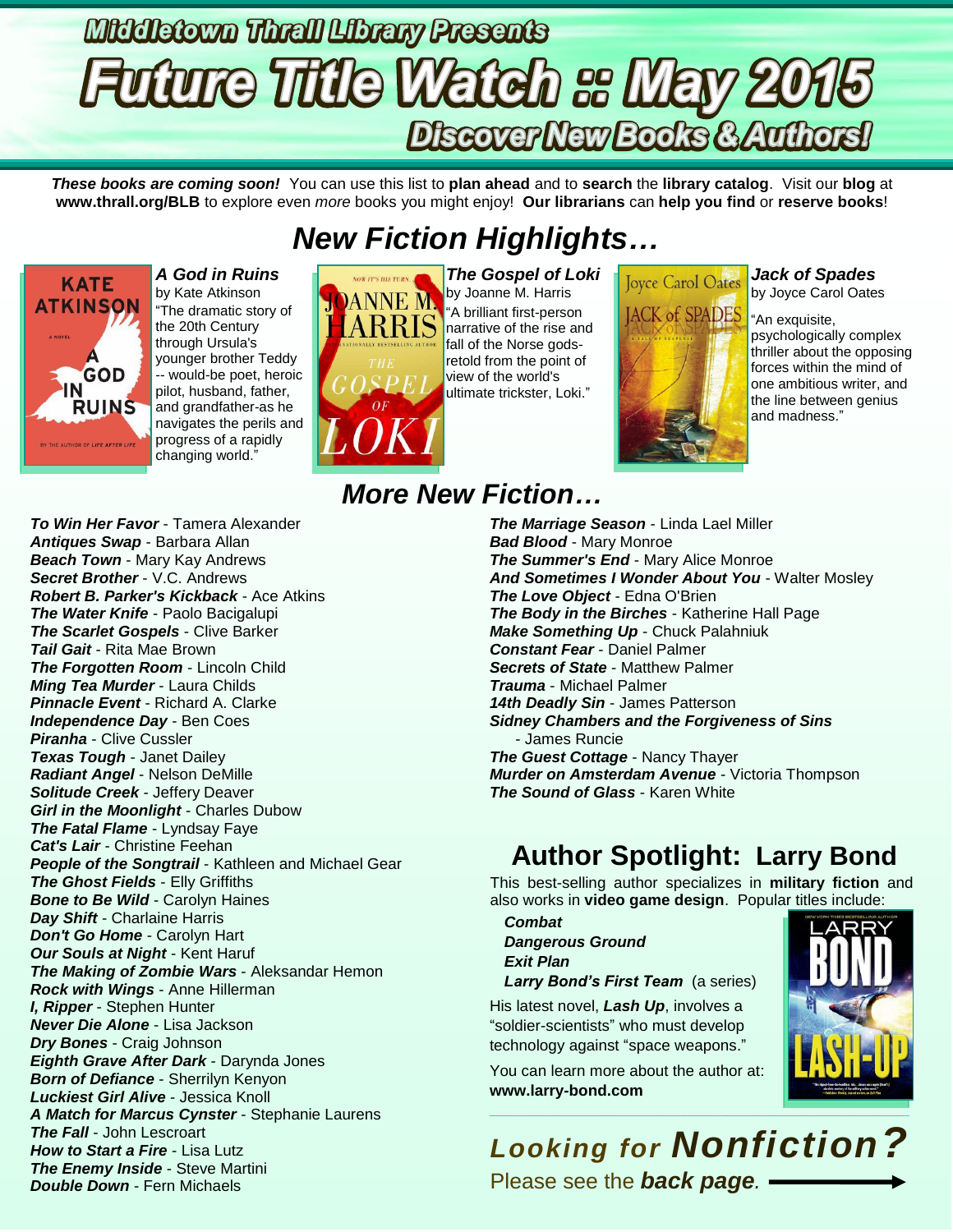# Middletown Thrall Library Presents

# Future Title Watch :: May 2015

## Discover New Books & Authors!

***These books are coming soon!*** You can use this list to **plan ahead** and to **search** the **library catalog**. Visit our **blog** at **www.thrall.org/BLB** to explore even *more* books you might enjoy! **Our librarians** can **help you find** or **reserve books**!

## *New Fiction Highlights…*

***A God in Ruins***
by Kate Atkinson
"The dramatic story of the 20th Century through Ursula's younger brother Teddy -- would-be poet, heroic pilot, husband, father, and grandfather-as he navigates the perils and progress of a rapidly changing world."

***The Gospel of Loki***
by Joanne M. Harris
"A brilliant first-person narrative of the rise and fall of the Norse gods-retold from the point of view of the world's ultimate trickster, Loki."

***Jack of Spades***
by Joyce Carol Oates
"An exquisite, psychologically complex thriller about the opposing forces within the mind of one ambitious writer, and the line between genius and madness."

## *More New Fiction…*

***To Win Her Favor*** - Tamera Alexander
***Antiques Swap*** - Barbara Allan
***Beach Town*** - Mary Kay Andrews
***Secret Brother*** - V.C. Andrews
***Robert B. Parker's Kickback*** - Ace Atkins
***The Water Knife*** - Paolo Bacigalupi
***The Scarlet Gospels*** - Clive Barker
***Tail Gait*** - Rita Mae Brown
***The Forgotten Room*** - Lincoln Child
***Ming Tea Murder*** - Laura Childs
***Pinnacle Event*** - Richard A. Clarke
***Independence Day*** - Ben Coes
***Piranha*** - Clive Cussler
***Texas Tough*** - Janet Dailey
***Radiant Angel*** - Nelson DeMille
***Solitude Creek*** - Jeffery Deaver
***Girl in the Moonlight*** - Charles Dubow
***The Fatal Flame*** - Lyndsay Faye
***Cat's Lair*** - Christine Feehan
***People of the Songtrail*** - Kathleen and Michael Gear
***The Ghost Fields*** - Elly Griffiths
***Bone to Be Wild*** - Carolyn Haines
***Day Shift*** - Charlaine Harris
***Don't Go Home*** - Carolyn Hart
***Our Souls at Night*** - Kent Haruf
***The Making of Zombie Wars*** - Aleksandar Hemon
***Rock with Wings*** - Anne Hillerman
***I, Ripper*** - Stephen Hunter
***Never Die Alone*** - Lisa Jackson
***Dry Bones*** - Craig Johnson
***Eighth Grave After Dark*** - Darynda Jones
***Born of Defiance*** - Sherrilyn Kenyon
***Luckiest Girl Alive*** - Jessica Knoll
***A Match for Marcus Cynster*** - Stephanie Laurens
***The Fall*** - John Lescroart
***How to Start a Fire*** - Lisa Lutz
***The Enemy Inside*** - Steve Martini
***Double Down*** - Fern Michaels
***The Marriage Season*** - Linda Lael Miller
***Bad Blood*** - Mary Monroe
***The Summer's End*** - Mary Alice Monroe
***And Sometimes I Wonder About You*** - Walter Mosley
***The Love Object*** - Edna O'Brien
***The Body in the Birches*** - Katherine Hall Page
***Make Something Up*** - Chuck Palahniuk
***Constant Fear*** - Daniel Palmer
***Secrets of State*** - Matthew Palmer
***Trauma*** - Michael Palmer
***14th Deadly Sin*** - James Patterson
***Sidney Chambers and the Forgiveness of Sins*** - James Runcie
***The Guest Cottage*** - Nancy Thayer
***Murder on Amsterdam Avenue*** - Victoria Thompson
***The Sound of Glass*** - Karen White

## Author Spotlight: Larry Bond

This best-selling author specializes in **military fiction** and also works in **video game design**. Popular titles include:

***Combat***
***Dangerous Ground***
***Exit Plan***
***Larry Bond's First Team*** (a series)

His latest novel, ***Lash Up***, involves a "soldier-scientists" who must develop technology against "space weapons."

You can learn more about the author at: **www.larry-bond.com**

## *Looking for Nonfiction?*

Please see the ***back page***. ⟶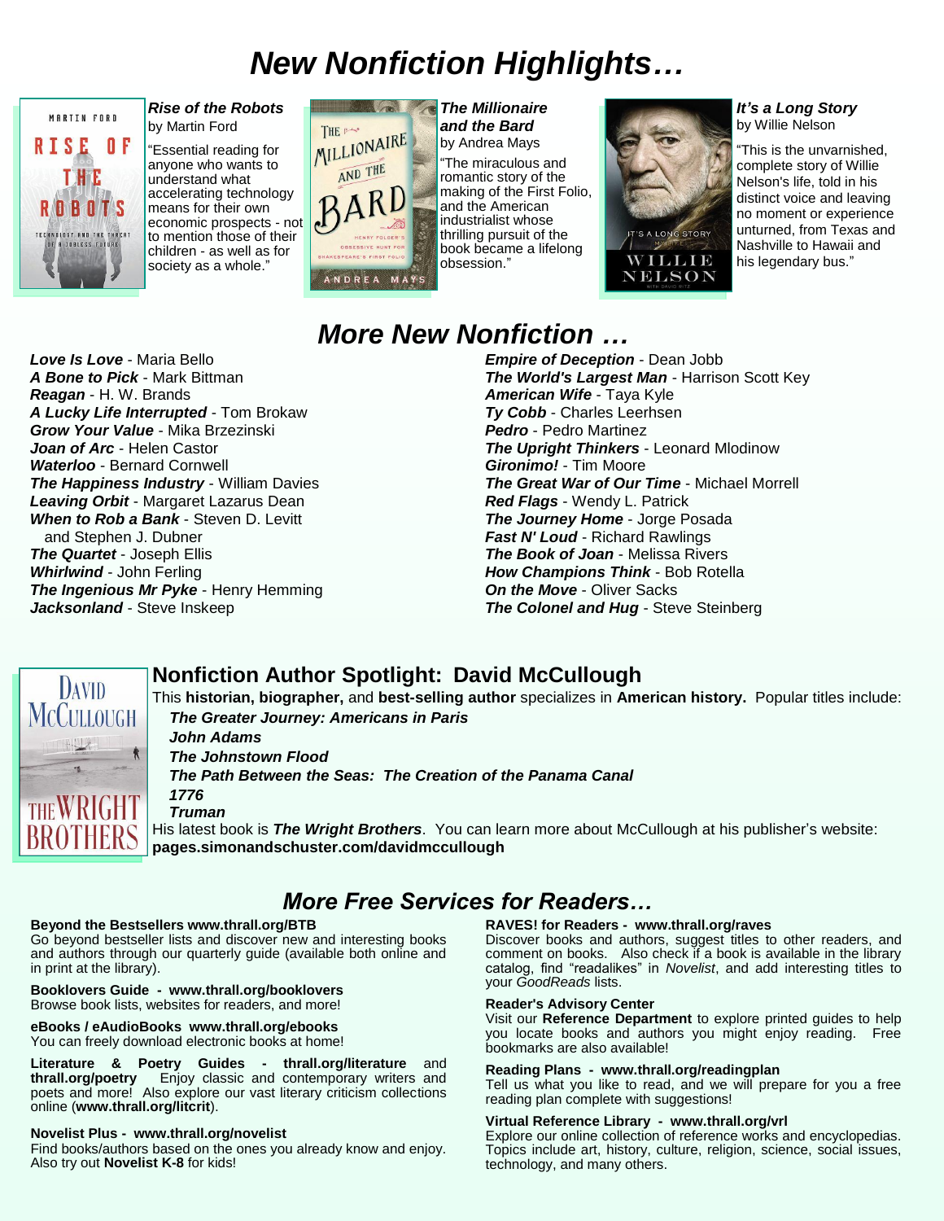# *New Nonfiction Highlights…*

***Rise of the Robots***
by Martin Ford

"Essential reading for anyone who wants to understand what accelerating technology means for their own economic prospects - not to mention those of their children - as well as for society as a whole."

***The Millionaire and the Bard***
by Andrea Mays

"The miraculous and romantic story of the making of the First Folio, and the American industrialist whose thrilling pursuit of the book became a lifelong obsession."

***It's a Long Story***
by Willie Nelson

"This is the unvarnished, complete story of Willie Nelson's life, told in his distinct voice and leaving no moment or experience unturned, from Texas and Nashville to Hawaii and his legendary bus."

## *More New Nonfiction …*

***Love Is Love*** - Maria Bello
***A Bone to Pick*** - Mark Bittman
***Reagan*** - H. W. Brands
***A Lucky Life Interrupted*** - Tom Brokaw
***Grow Your Value*** - Mika Brzezinski
***Joan of Arc*** - Helen Castor
***Waterloo*** - Bernard Cornwell
***The Happiness Industry*** - William Davies
***Leaving Orbit*** - Margaret Lazarus Dean
***When to Rob a Bank*** - Steven D. Levitt and Stephen J. Dubner
***The Quartet*** - Joseph Ellis
***Whirlwind*** - John Ferling
***The Ingenious Mr Pyke*** - Henry Hemming
***Jacksonland*** - Steve Inskeep
***Empire of Deception*** - Dean Jobb
***The World's Largest Man*** - Harrison Scott Key
***American Wife*** - Taya Kyle
***Ty Cobb*** - Charles Leerhsen
***Pedro*** - Pedro Martinez
***The Upright Thinkers*** - Leonard Mlodinow
***Gironimo!*** - Tim Moore
***The Great War of Our Time*** - Michael Morrell
***Red Flags*** - Wendy L. Patrick
***The Journey Home*** - Jorge Posada
***Fast N' Loud*** - Richard Rawlings
***The Book of Joan*** - Melissa Rivers
***How Champions Think*** - Bob Rotella
***On the Move*** - Oliver Sacks
***The Colonel and Hug*** - Steve Steinberg

## Nonfiction Author Spotlight: David McCullough

This **historian, biographer,** and **best-selling author** specializes in **American history.** Popular titles include:

***The Greater Journey: Americans in Paris***
***John Adams***
***The Johnstown Flood***
***The Path Between the Seas: The Creation of the Panama Canal***
***1776***
***Truman***

His latest book is ***The Wright Brothers***. You can learn more about McCullough at his publisher's website: **pages.simonandschuster.com/davidmccullough**

## *More Free Services for Readers…*

**Beyond the Bestsellers www.thrall.org/BTB**
Go beyond bestseller lists and discover new and interesting books and authors through our quarterly guide (available both online and in print at the library).

**Booklovers Guide - www.thrall.org/booklovers**
Browse book lists, websites for readers, and more!

**eBooks / eAudioBooks www.thrall.org/ebooks**
You can freely download electronic books at home!

**Literature & Poetry Guides - thrall.org/literature** and **thrall.org/poetry** Enjoy classic and contemporary writers and poets and more! Also explore our vast literary criticism collections online (**www.thrall.org/litcrit**).

**Novelist Plus - www.thrall.org/novelist**
Find books/authors based on the ones you already know and enjoy. Also try out **Novelist K-8** for kids!

**RAVES! for Readers - www.thrall.org/raves**
Discover books and authors, suggest titles to other readers, and comment on books. Also check if a book is available in the library catalog, find "readalikes" in *Novelist*, and add interesting titles to your *GoodReads* lists.

**Reader's Advisory Center**
Visit our **Reference Department** to explore printed guides to help you locate books and authors you might enjoy reading. Free bookmarks are also available!

**Reading Plans - www.thrall.org/readingplan**
Tell us what you like to read, and we will prepare for you a free reading plan complete with suggestions!

**Virtual Reference Library - www.thrall.org/vrl**
Explore our online collection of reference works and encyclopedias. Topics include art, history, culture, religion, science, social issues, technology, and many others.